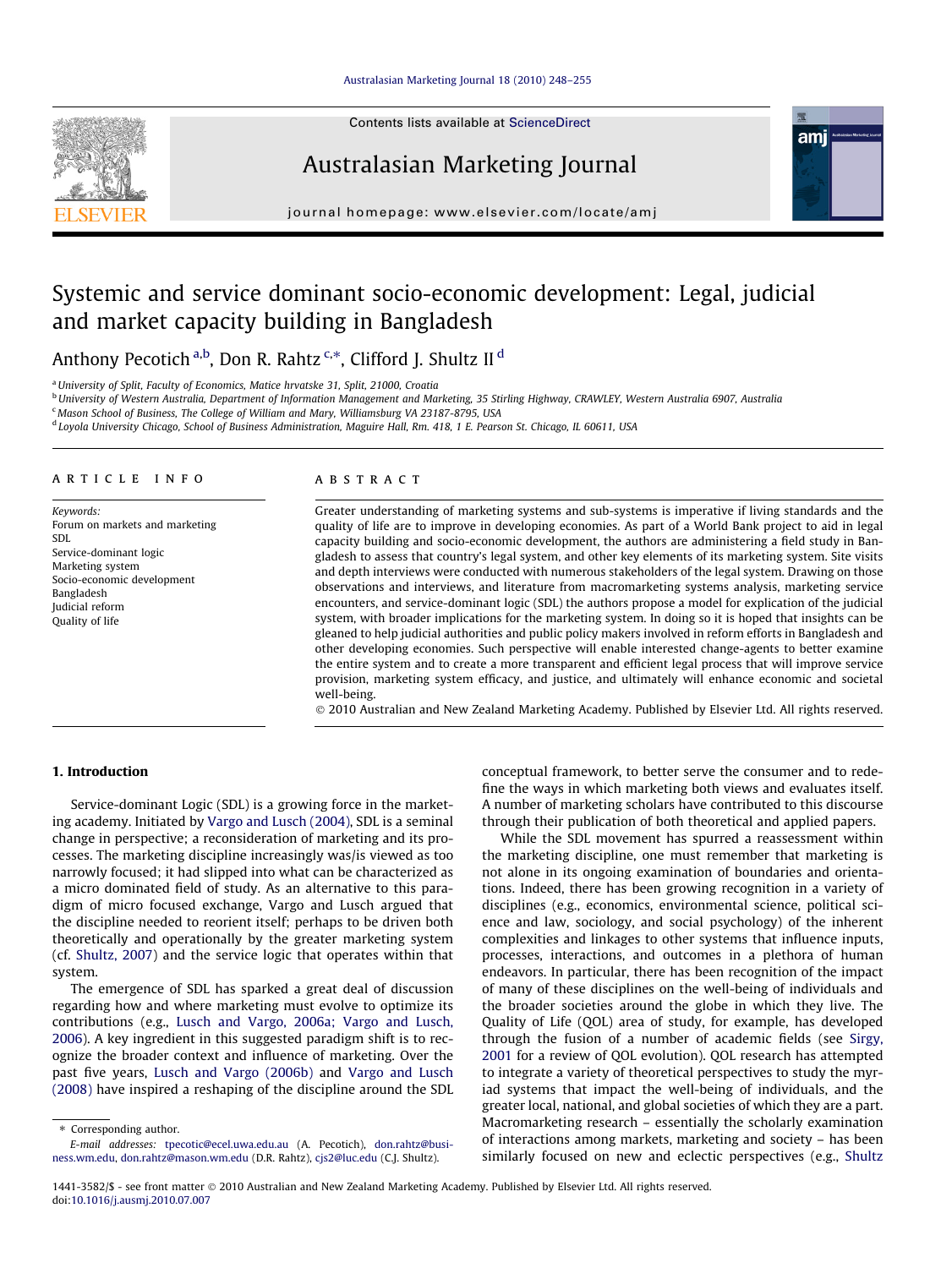Contents lists available at ScienceDirect

# Australasian Marketing Journal

journal homepage: www.elsevier.com/locate/amj

# Systemic and service dominant socio-economic development: Legal, judicial and market capacity building in Bangladesh

Anthony Pecotich [a,b], Don R. Rahtz [c,*], Clifford J. Shultz II [d]

[a] University of Split, Faculty of Economics, Matice hrvatske 31, Split, 21000, Croatia
[b] University of Western Australia, Department of Information Management and Marketing, 35 Stirling Highway, CRAWLEY, Western Australia 6907, Australia
[c] Mason School of Business, The College of William and Mary, Williamsburg VA 23187-8795, USA
[d] Loyola University Chicago, School of Business Administration, Maguire Hall, Rm. 418, 1 E. Pearson St. Chicago, IL 60611, USA

## ARTICLE INFO

*Keywords:*
Forum on markets and marketing
SDL
Service-dominant logic
Marketing system
Socio-economic development
Bangladesh
Judicial reform
Quality of life

## ABSTRACT

Greater understanding of marketing systems and sub-systems is imperative if living standards and the quality of life are to improve in developing economies. As part of a World Bank project to aid in legal capacity building and socio-economic development, the authors are administering a field study in Bangladesh to assess that country's legal system, and other key elements of its marketing system. Site visits and depth interviews were conducted with numerous stakeholders of the legal system. Drawing on those observations and interviews, and literature from macromarketing systems analysis, marketing service encounters, and service-dominant logic (SDL) the authors propose a model for explication of the judicial system, with broader implications for the marketing system. In doing so it is hoped that insights can be gleaned to help judicial authorities and public policy makers involved in reform efforts in Bangladesh and other developing economies. Such perspective will enable interested change-agents to better examine the entire system and to create a more transparent and efficient legal process that will improve service provision, marketing system efficacy, and justice, and ultimately will enhance economic and societal well-being.

© 2010 Australian and New Zealand Marketing Academy. Published by Elsevier Ltd. All rights reserved.

## 1. Introduction

Service-dominant Logic (SDL) is a growing force in the marketing academy. Initiated by Vargo and Lusch (2004), SDL is a seminal change in perspective; a reconsideration of marketing and its processes. The marketing discipline increasingly was/is viewed as too narrowly focused; it had slipped into what can be characterized as a micro dominated field of study. As an alternative to this paradigm of micro focused exchange, Vargo and Lusch argued that the discipline needed to reorient itself; perhaps to be driven both theoretically and operationally by the greater marketing system (cf. Shultz, 2007) and the service logic that operates within that system.

The emergence of SDL has sparked a great deal of discussion regarding how and where marketing must evolve to optimize its contributions (e.g., Lusch and Vargo, 2006a; Vargo and Lusch, 2006). A key ingredient in this suggested paradigm shift is to recognize the broader context and influence of marketing. Over the past five years, Lusch and Vargo (2006b) and Vargo and Lusch (2008) have inspired a reshaping of the discipline around the SDL conceptual framework, to better serve the consumer and to redefine the ways in which marketing both views and evaluates itself. A number of marketing scholars have contributed to this discourse through their publication of both theoretical and applied papers.

While the SDL movement has spurred a reassessment within the marketing discipline, one must remember that marketing is not alone in its ongoing examination of boundaries and orientations. Indeed, there has been growing recognition in a variety of disciplines (e.g., economics, environmental science, political science and law, sociology, and social psychology) of the inherent complexities and linkages to other systems that influence inputs, processes, interactions, and outcomes in a plethora of human endeavors. In particular, there has been recognition of the impact of many of these disciplines on the well-being of individuals and the broader societies around the globe in which they live. The Quality of Life (QOL) area of study, for example, has developed through the fusion of a number of academic fields (see Sirgy, 2001 for a review of QOL evolution). QOL research has attempted to integrate a variety of theoretical perspectives to study the myriad systems that impact the well-being of individuals, and the greater local, national, and global societies of which they are a part. Macromarketing research – essentially the scholarly examination of interactions among markets, marketing and society – has been similarly focused on new and eclectic perspectives (e.g., Shultz

* Corresponding author.
*E-mail addresses:* tpecotic@ecel.uwa.edu.au (A. Pecotich), don.rahtz@business.wm.edu, don.rahtz@mason.wm.edu (D.R. Rahtz), cjs2@luc.edu (C.J. Shultz).

1441-3582/$ - see front matter © 2010 Australian and New Zealand Marketing Academy. Published by Elsevier Ltd. All rights reserved.
doi:10.1016/j.ausmj.2010.07.007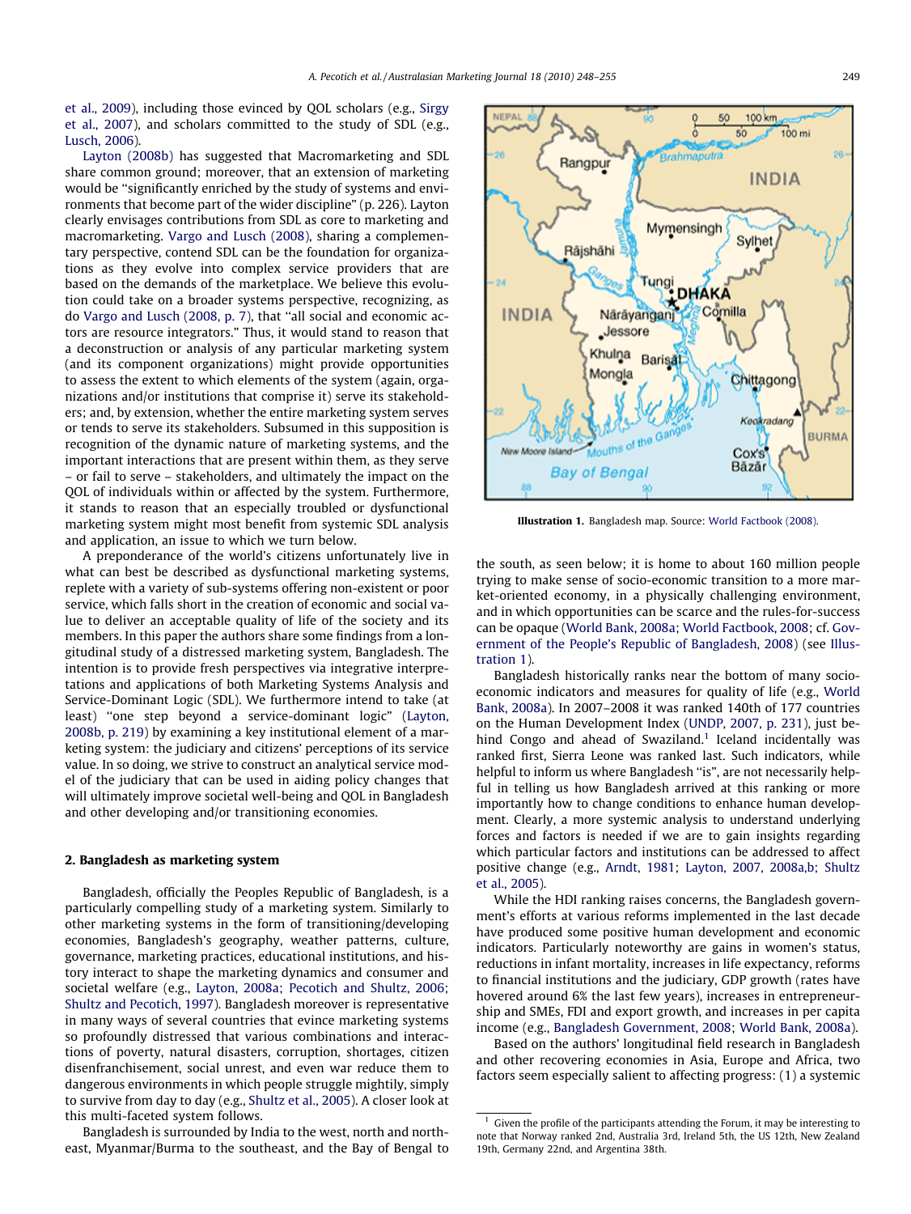et al., 2009), including those evinced by QOL scholars (e.g., Sirgy et al., 2007), and scholars committed to the study of SDL (e.g., Lusch, 2006).

Layton (2008b) has suggested that Macromarketing and SDL share common ground; moreover, that an extension of marketing would be "significantly enriched by the study of systems and environments that become part of the wider discipline" (p. 226). Layton clearly envisages contributions from SDL as core to marketing and macromarketing. Vargo and Lusch (2008), sharing a complementary perspective, contend SDL can be the foundation for organizations as they evolve into complex service providers that are based on the demands of the marketplace. We believe this evolution could take on a broader systems perspective, recognizing, as do Vargo and Lusch (2008, p. 7), that "all social and economic actors are resource integrators." Thus, it would stand to reason that a deconstruction or analysis of any particular marketing system (and its component organizations) might provide opportunities to assess the extent to which elements of the system (again, organizations and/or institutions that comprise it) serve its stakeholders; and, by extension, whether the entire marketing system serves or tends to serve its stakeholders. Subsumed in this supposition is recognition of the dynamic nature of marketing systems, and the important interactions that are present within them, as they serve – or fail to serve – stakeholders, and ultimately the impact on the QOL of individuals within or affected by the system. Furthermore, it stands to reason that an especially troubled or dysfunctional marketing system might most benefit from systemic SDL analysis and application, an issue to which we turn below.

A preponderance of the world's citizens unfortunately live in what can best be described as dysfunctional marketing systems, replete with a variety of sub-systems offering non-existent or poor service, which falls short in the creation of economic and social value to deliver an acceptable quality of life of the society and its members. In this paper the authors share some findings from a longitudinal study of a distressed marketing system, Bangladesh. The intention is to provide fresh perspectives via integrative interpretations and applications of both Marketing Systems Analysis and Service-Dominant Logic (SDL). We furthermore intend to take (at least) "one step beyond a service-dominant logic" (Layton, 2008b, p. 219) by examining a key institutional element of a marketing system: the judiciary and citizens' perceptions of its service value. In so doing, we strive to construct an analytical service model of the judiciary that can be used in aiding policy changes that will ultimately improve societal well-being and QOL in Bangladesh and other developing and/or transitioning economies.

## 2. Bangladesh as marketing system

Bangladesh, officially the Peoples Republic of Bangladesh, is a particularly compelling study of a marketing system. Similarly to other marketing systems in the form of transitioning/developing economies, Bangladesh's geography, weather patterns, culture, governance, marketing practices, educational institutions, and history interact to shape the marketing dynamics and consumer and societal welfare (e.g., Layton, 2008a; Pecotich and Shultz, 2006; Shultz and Pecotich, 1997). Bangladesh moreover is representative in many ways of several countries that evince marketing systems so profoundly distressed that various combinations and interactions of poverty, natural disasters, corruption, shortages, citizen disenfranchisement, social unrest, and even war reduce them to dangerous environments in which people struggle mightily, simply to survive from day to day (e.g., Shultz et al., 2005). A closer look at this multi-faceted system follows.

Bangladesh is surrounded by India to the west, north and northeast, Myanmar/Burma to the southeast, and the Bay of Bengal to the south, as seen below; it is home to about 160 million people trying to make sense of socio-economic transition to a more market-oriented economy, in a physically challenging environment, and in which opportunities can be scarce and the rules-for-success can be opaque (World Bank, 2008a; World Factbook, 2008; cf. Government of the People's Republic of Bangladesh, 2008) (see Illustration 1).

**Illustration 1.** Bangladesh map. Source: World Factbook (2008).

Bangladesh historically ranks near the bottom of many socio-economic indicators and measures for quality of life (e.g., World Bank, 2008a). In 2007–2008 it was ranked 140th of 177 countries on the Human Development Index (UNDP, 2007, p. 231), just behind Congo and ahead of Swaziland.[1] Iceland incidentally was ranked first, Sierra Leone was ranked last. Such indicators, while helpful to inform us where Bangladesh "is", are not necessarily helpful in telling us how Bangladesh arrived at this ranking or more importantly how to change conditions to enhance human development. Clearly, a more systemic analysis to understand underlying forces and factors is needed if we are to gain insights regarding which particular factors and institutions can be addressed to affect positive change (e.g., Arndt, 1981; Layton, 2007, 2008a,b; Shultz et al., 2005).

While the HDI ranking raises concerns, the Bangladesh government's efforts at various reforms implemented in the last decade have produced some positive human development and economic indicators. Particularly noteworthy are gains in women's status, reductions in infant mortality, increases in life expectancy, reforms to financial institutions and the judiciary, GDP growth (rates have hovered around 6% the last few years), increases in entrepreneurship and SMEs, FDI and export growth, and increases in per capita income (e.g., Bangladesh Government, 2008; World Bank, 2008a).

Based on the authors' longitudinal field research in Bangladesh and other recovering economies in Asia, Europe and Africa, two factors seem especially salient to affecting progress: (1) a systemic

[1] Given the profile of the participants attending the Forum, it may be interesting to note that Norway ranked 2nd, Australia 3rd, Ireland 5th, the US 12th, New Zealand 19th, Germany 22nd, and Argentina 38th.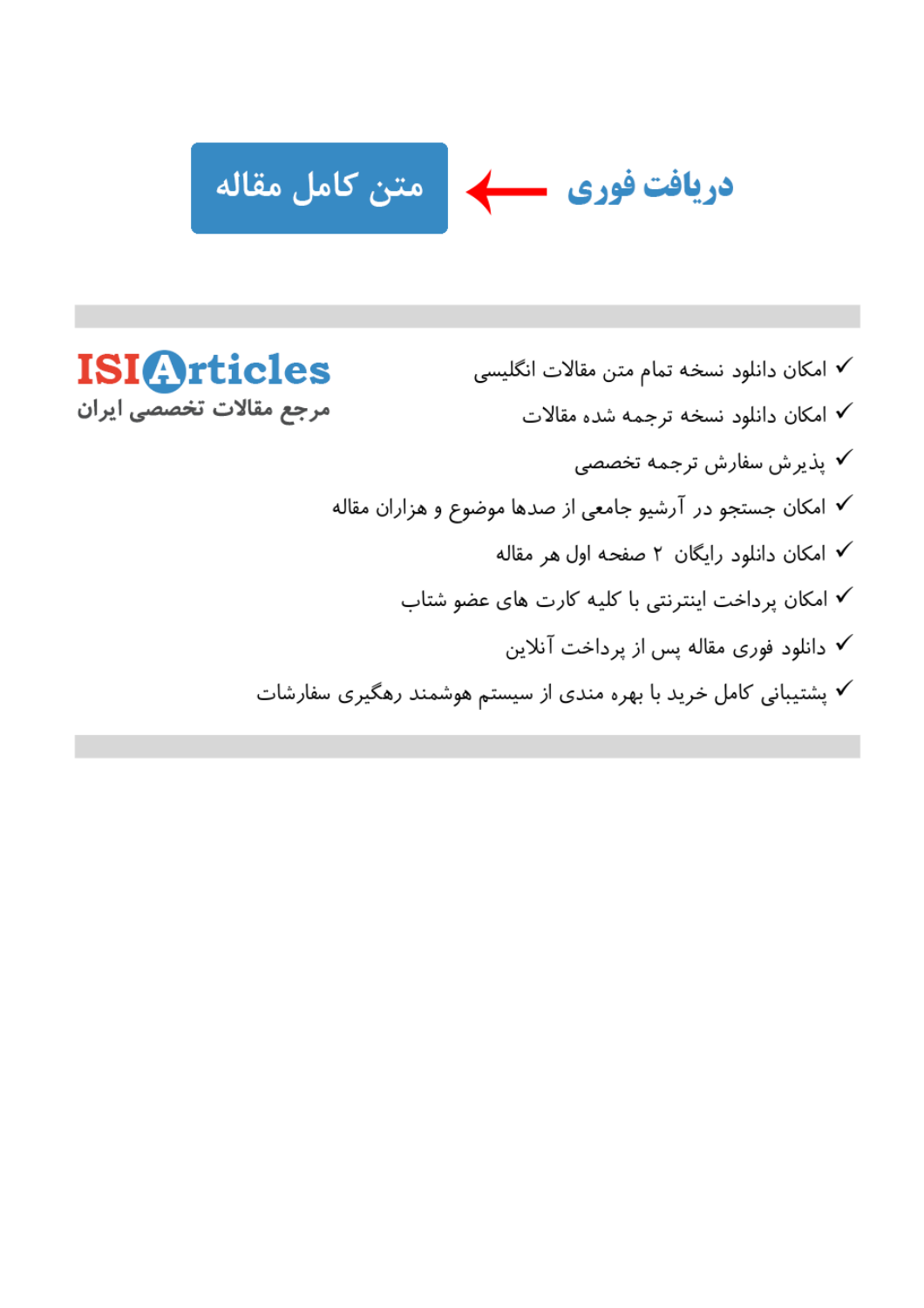دریافت فوری ← **متن کامل مقاله**

**ISIArticles**
مرجع مقالات تخصصی ایران

- ✓ امکان دانلود نسخه تمام متن مقالات انگلیسی
- ✓ امکان دانلود نسخه ترجمه شده مقالات
- ✓ پذیرش سفارش ترجمه تخصصی
- ✓ امکان جستجو در آرشیو جامعی از صدها موضوع و هزاران مقاله
- ✓ امکان دانلود رایگان ۲ صفحه اول هر مقاله
- ✓ امکان پرداخت اینترنتی با کلیه کارت های عضو شتاب
- ✓ دانلود فوری مقاله پس از پرداخت آنلاین
- ✓ پشتیبانی کامل خرید با بهره مندی از سیستم هوشمند رهگیری سفارشات